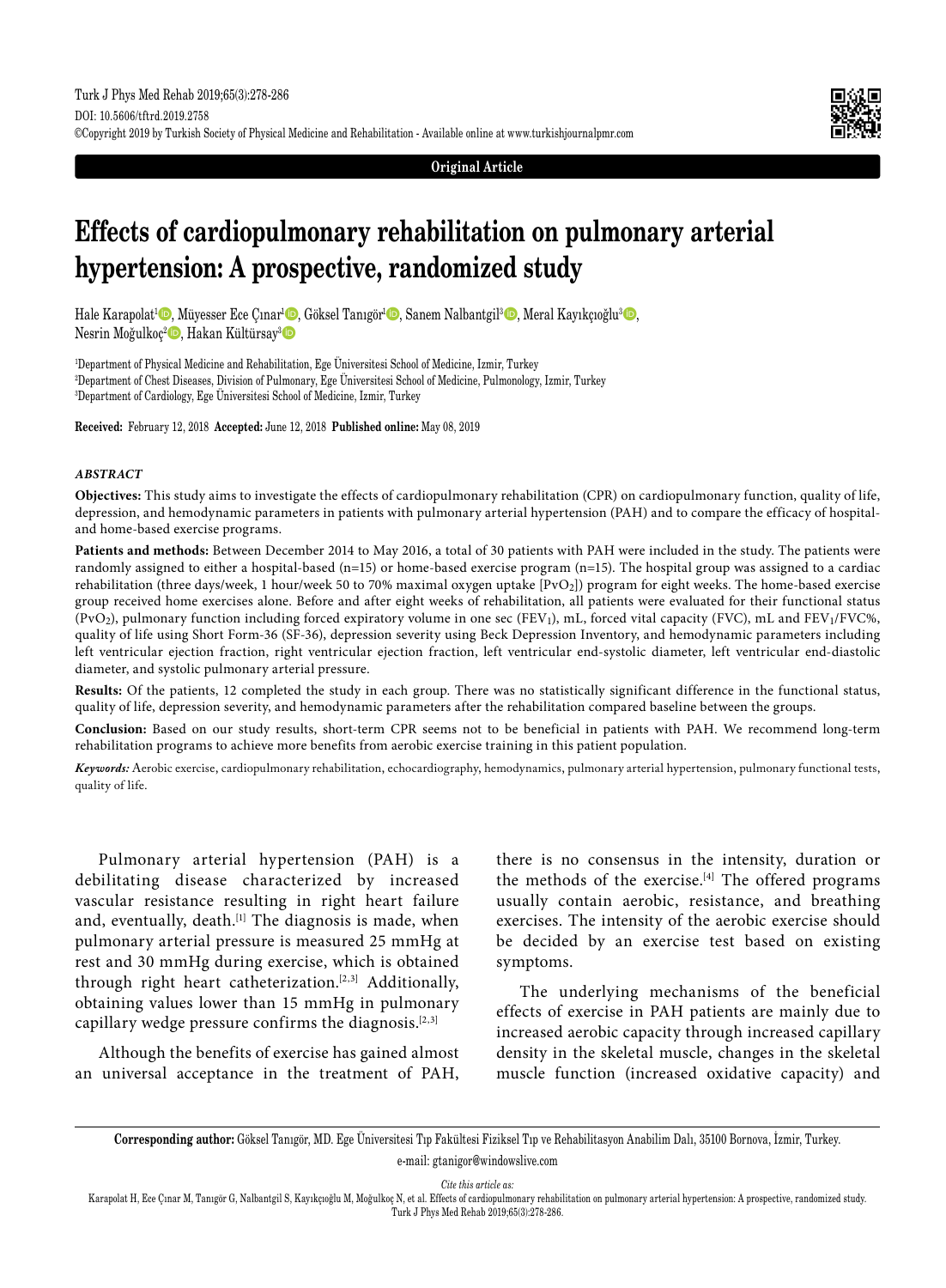Original Article

# Effects of cardiopulmonary rehabilitation on pulmonary arterial hypertension: A prospective, randomized study

Hale Karapolat[1], Müyesser Ece Çınar[1], Göksel Tanıgör[1], Sanem Nalbantgil[3], Meral Kayıkçıoğlu[3], Nesrin Moğulkoç[2], Hakan Kültürsay[3]

[1]Department of Physical Medicine and Rehabilitation, Ege Üniversitesi School of Medicine, Izmir, Turkey
[2]Department of Chest Diseases, Division of Pulmonary, Ege Üniversitesi School of Medicine, Pulmonology, Izmir, Turkey
[3]Department of Cardiology, Ege Üniversitesi School of Medicine, Izmir, Turkey

**Received:** February 12, 2018 **Accepted:** June 12, 2018 **Published online:** May 08, 2019

### *ABSTRACT*

**Objectives:** This study aims to investigate the effects of cardiopulmonary rehabilitation (CPR) on cardiopulmonary function, quality of life, depression, and hemodynamic parameters in patients with pulmonary arterial hypertension (PAH) and to compare the efficacy of hospital- and home-based exercise programs.

**Patients and methods:** Between December 2014 to May 2016, a total of 30 patients with PAH were included in the study. The patients were randomly assigned to either a hospital-based (n=15) or home-based exercise program (n=15). The hospital group was assigned to a cardiac rehabilitation (three days/week, 1 hour/week 50 to 70% maximal oxygen uptake [$PvO_2$]) program for eight weeks. The home-based exercise group received home exercises alone. Before and after eight weeks of rehabilitation, all patients were evaluated for their functional status ($PvO_2$), pulmonary function including forced expiratory volume in one sec ($FEV_1$), mL, forced vital capacity (FVC), mL and $FEV_1$/FVC%, quality of life using Short Form-36 (SF-36), depression severity using Beck Depression Inventory, and hemodynamic parameters including left ventricular ejection fraction, right ventricular ejection fraction, left ventricular end-systolic diameter, left ventricular end-diastolic diameter, and systolic pulmonary arterial pressure.

**Results:** Of the patients, 12 completed the study in each group. There was no statistically significant difference in the functional status, quality of life, depression severity, and hemodynamic parameters after the rehabilitation compared baseline between the groups.

**Conclusion:** Based on our study results, short-term CPR seems not to be beneficial in patients with PAH. We recommend long-term rehabilitation programs to achieve more benefits from aerobic exercise training in this patient population.

***Keywords:*** Aerobic exercise, cardiopulmonary rehabilitation, echocardiography, hemodynamics, pulmonary arterial hypertension, pulmonary functional tests, quality of life.

Pulmonary arterial hypertension (PAH) is a debilitating disease characterized by increased vascular resistance resulting in right heart failure and, eventually, death.[1] The diagnosis is made, when pulmonary arterial pressure is measured 25 mmHg at rest and 30 mmHg during exercise, which is obtained through right heart catheterization.[2,3] Additionally, obtaining values lower than 15 mmHg in pulmonary capillary wedge pressure confirms the diagnosis.[2,3]

Although the benefits of exercise has gained almost an universal acceptance in the treatment of PAH, there is no consensus in the intensity, duration or the methods of the exercise.[4] The offered programs usually contain aerobic, resistance, and breathing exercises. The intensity of the aerobic exercise should be decided by an exercise test based on existing symptoms.

The underlying mechanisms of the beneficial effects of exercise in PAH patients are mainly due to increased aerobic capacity through increased capillary density in the skeletal muscle, changes in the skeletal muscle function (increased oxidative capacity) and

**Corresponding author:** Göksel Tanıgör, MD. Ege Üniversitesi Tıp Fakültesi Fiziksel Tıp ve Rehabilitasyon Anabilim Dalı, 35100 Bornova, İzmir, Turkey.
e-mail: gtanigor@windowslive.com

*Cite this article as:*
Karapolat H, Ece Çınar M, Tanıgör G, Nalbantgil S, Kayıkçıoğlu M, Moğulkoç N, et al. Effects of cardiopulmonary rehabilitation on pulmonary arterial hypertension: A prospective, randomized study. Turk J Phys Med Rehab 2019;65(3):278-286.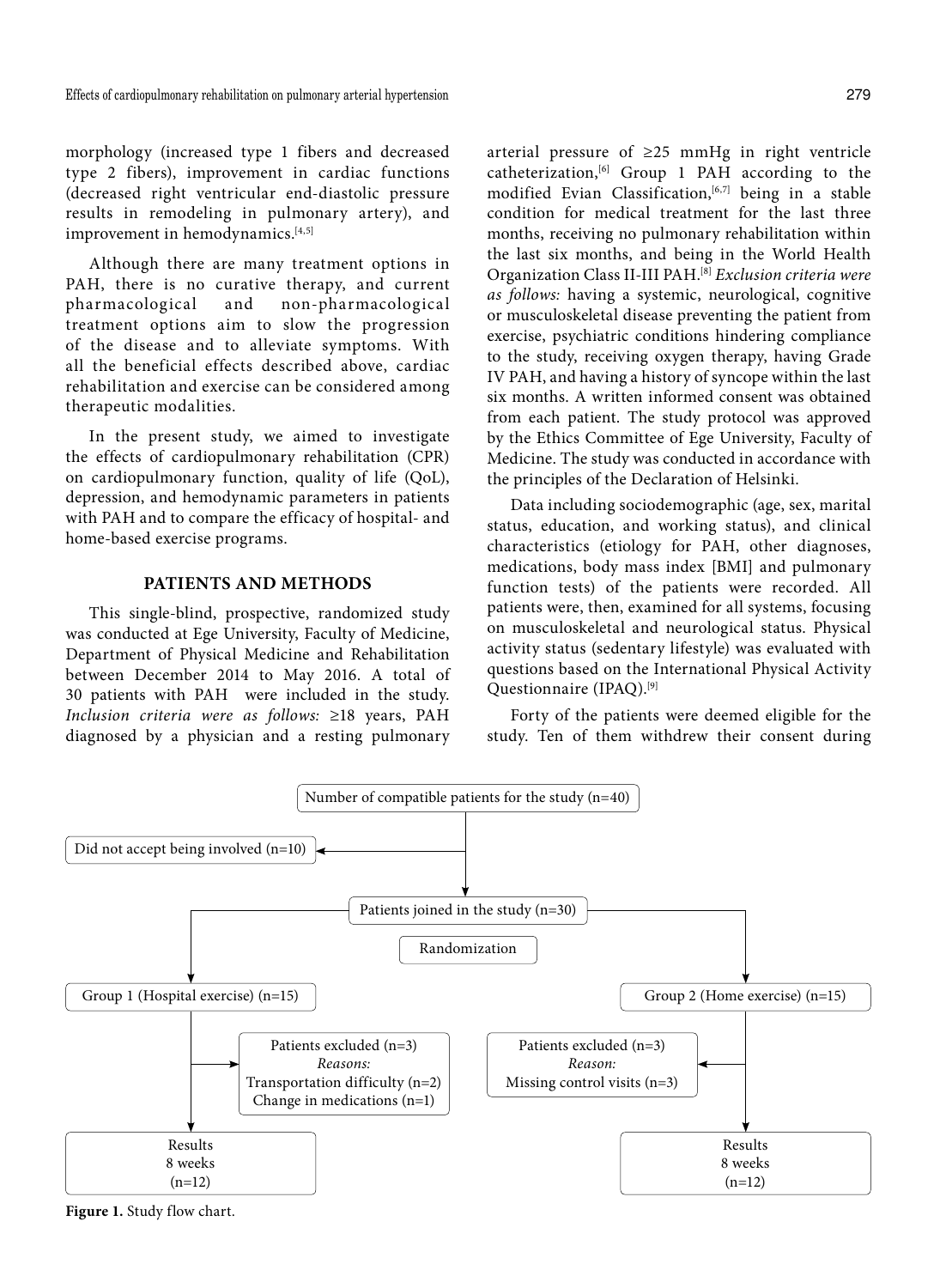morphology (increased type 1 fibers and decreased type 2 fibers), improvement in cardiac functions (decreased right ventricular end-diastolic pressure results in remodeling in pulmonary artery), and improvement in hemodynamics.[4,5]

Although there are many treatment options in PAH, there is no curative therapy, and current pharmacological and non-pharmacological treatment options aim to slow the progression of the disease and to alleviate symptoms. With all the beneficial effects described above, cardiac rehabilitation and exercise can be considered among therapeutic modalities.

In the present study, we aimed to investigate the effects of cardiopulmonary rehabilitation (CPR) on cardiopulmonary function, quality of life (QoL), depression, and hemodynamic parameters in patients with PAH and to compare the efficacy of hospital- and home-based exercise programs.

## PATIENTS AND METHODS

This single-blind, prospective, randomized study was conducted at Ege University, Faculty of Medicine, Department of Physical Medicine and Rehabilitation between December 2014 to May 2016. A total of 30 patients with PAH were included in the study. *Inclusion criteria were as follows:* ≥18 years, PAH diagnosed by a physician and a resting pulmonary arterial pressure of ≥25 mmHg in right ventricle catheterization,[6] Group 1 PAH according to the modified Evian Classification,[6,7] being in a stable condition for medical treatment for the last three months, receiving no pulmonary rehabilitation within the last six months, and being in the World Health Organization Class II-III PAH.[8] *Exclusion criteria were as follows:* having a systemic, neurological, cognitive or musculoskeletal disease preventing the patient from exercise, psychiatric conditions hindering compliance to the study, receiving oxygen therapy, having Grade IV PAH, and having a history of syncope within the last six months. A written informed consent was obtained from each patient. The study protocol was approved by the Ethics Committee of Ege University, Faculty of Medicine. The study was conducted in accordance with the principles of the Declaration of Helsinki.

Data including sociodemographic (age, sex, marital status, education, and working status), and clinical characteristics (etiology for PAH, other diagnoses, medications, body mass index [BMI] and pulmonary function tests) of the patients were recorded. All patients were, then, examined for all systems, focusing on musculoskeletal and neurological status. Physical activity status (sedentary lifestyle) was evaluated with questions based on the International Physical Activity Questionnaire (IPAQ).[9]

Forty of the patients were deemed eligible for the study. Ten of them withdrew their consent during

Number of compatible patients for the study (n=40)

Did not accept being involved (n=10)

Patients joined in the study (n=30)

Randomization

Group 1 (Hospital exercise) (n=15)

Group 2 (Home exercise) (n=15)

Patients excluded (n=3)
*Reasons:*
Transportation difficulty (n=2)
Change in medications (n=1)

Patients excluded (n=3)
*Reason:*
Missing control visits (n=3)

Results
8 weeks
(n=12)

Results
8 weeks
(n=12)

**Figure 1.** Study flow chart.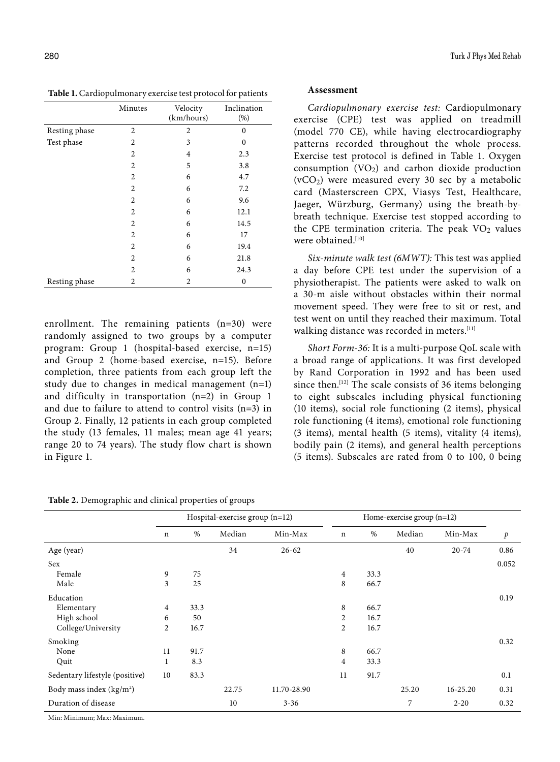**Table 1.** Cardiopulmonary exercise test protocol for patients

| | Minutes | Velocity (km/hours) | Inclination (%) |
|---|---|---|---|
| Resting phase | 2 | 2 | 0 |
| Test phase | 2 | 3 | 0 |
| | 2 | 4 | 2.3 |
| | 2 | 5 | 3.8 |
| | 2 | 6 | 4.7 |
| | 2 | 6 | 7.2 |
| | 2 | 6 | 9.6 |
| | 2 | 6 | 12.1 |
| | 2 | 6 | 14.5 |
| | 2 | 6 | 17 |
| | 2 | 6 | 19.4 |
| | 2 | 6 | 21.8 |
| | 2 | 6 | 24.3 |
| Resting phase | 2 | 2 | 0 |

enrollment. The remaining patients (n=30) were randomly assigned to two groups by a computer program: Group 1 (hospital-based exercise, n=15) and Group 2 (home-based exercise, n=15). Before completion, three patients from each group left the study due to changes in medical management (n=1) and difficulty in transportation (n=2) in Group 1 and due to failure to attend to control visits (n=3) in Group 2. Finally, 12 patients in each group completed the study (13 females, 11 males; mean age 41 years; range 20 to 74 years). The study flow chart is shown in Figure 1.

### Assessment

*Cardiopulmonary exercise test:* Cardiopulmonary exercise (CPE) test was applied on treadmill (model 770 CE), while having electrocardiography patterns recorded throughout the whole process. Exercise test protocol is defined in Table 1. Oxygen consumption ($VO_2$) and carbon dioxide production ($vCO_2$) were measured every 30 sec by a metabolic card (Masterscreen CPX, Viasys Test, Healthcare, Jaeger, Würzburg, Germany) using the breath-by-breath technique. Exercise test stopped according to the CPE termination criteria. The peak $VO_2$ values were obtained.[10]

*Six-minute walk test (6MWT):* This test was applied a day before CPE test under the supervision of a physiotherapist. The patients were asked to walk on a 30-m aisle without obstacles within their normal movement speed. They were free to sit or rest, and test went on until they reached their maximum. Total walking distance was recorded in meters.[11]

*Short Form-36:* It is a multi-purpose QoL scale with a broad range of applications. It was first developed by Rand Corporation in 1992 and has been used since then.[12] The scale consists of 36 items belonging to eight subscales including physical functioning (10 items), social role functioning (2 items), physical role functioning (4 items), emotional role functioning (3 items), mental health (5 items), vitality (4 items), bodily pain (2 items), and general health perceptions (5 items). Subscales are rated from 0 to 100, 0 being

**Table 2.** Demographic and clinical properties of groups

| | Hospital-exercise group (n=12) | | | | Home-exercise group (n=12) | | | | |
|---|---|---|---|---|---|---|---|---|---|
| | n | % | Median | Min-Max | n | % | Median | Min-Max | *p* |
| Age (year) | | | 34 | 26-62 | | | 40 | 20-74 | 0.86 |
| Sex | | | | | | | | | 0.052 |
| Female | 9 | 75 | | | 4 | 33.3 | | | |
| Male | 3 | 25 | | | 8 | 66.7 | | | |
| Education | | | | | | | | | 0.19 |
| Elementary | 4 | 33.3 | | | 8 | 66.7 | | | |
| High school | 6 | 50 | | | 2 | 16.7 | | | |
| College/University | 2 | 16.7 | | | 2 | 16.7 | | | |
| Smoking | | | | | | | | | 0.32 |
| None | 11 | 91.7 | | | 8 | 66.7 | | | |
| Quit | 1 | 8.3 | | | 4 | 33.3 | | | |
| Sedentary lifestyle (positive) | 10 | 83.3 | | | 11 | 91.7 | | | 0.1 |
| Body mass index (kg/m²) | | | 22.75 | 11.70-28.90 | | | 25.20 | 16-25.20 | 0.31 |
| Duration of disease | | | 10 | 3-36 | | | 7 | 2-20 | 0.32 |

Min: Minimum; Max: Maximum.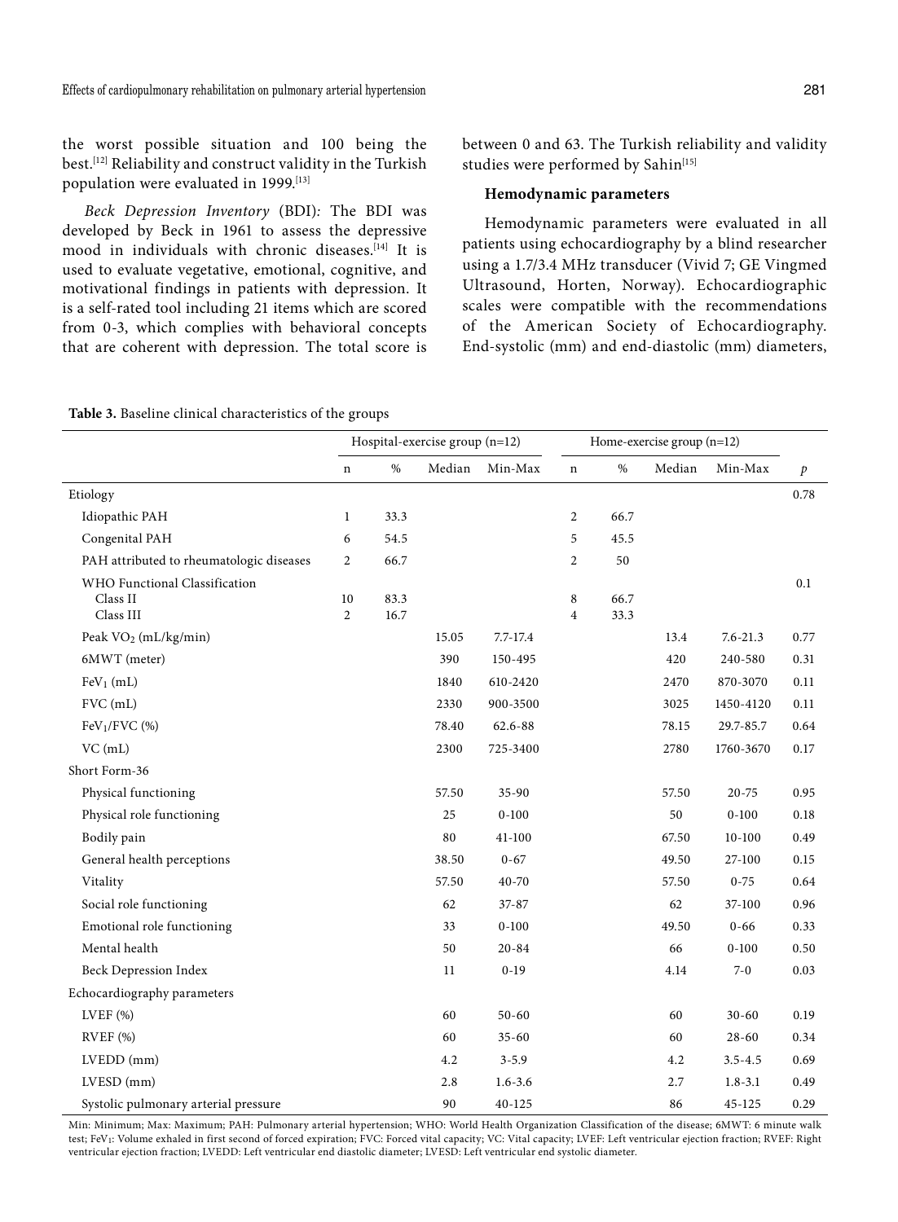the worst possible situation and 100 being the best.[12] Reliability and construct validity in the Turkish population were evaluated in 1999.[13]

*Beck Depression Inventory* (BDI)*:* The BDI was developed by Beck in 1961 to assess the depressive mood in individuals with chronic diseases.[14] It is used to evaluate vegetative, emotional, cognitive, and motivational findings in patients with depression. It is a self-rated tool including 21 items which are scored from 0-3, which complies with behavioral concepts that are coherent with depression. The total score is between 0 and 63. The Turkish reliability and validity studies were performed by Sahin[15]

### Hemodynamic parameters

Hemodynamic parameters were evaluated in all patients using echocardiography by a blind researcher using a 1.7/3.4 MHz transducer (Vivid 7; GE Vingmed Ultrasound, Horten, Norway). Echocardiographic scales were compatible with the recommendations of the American Society of Echocardiography. End-systolic (mm) and end-diastolic (mm) diameters,

**Table 3.** Baseline clinical characteristics of the groups

| | Hospital-exercise group (n=12) | | | | Home-exercise group (n=12) | | | | |
|---|---|---|---|---|---|---|---|---|---|
| | n | % | Median | Min-Max | n | % | Median | Min-Max | *p* |
| Etiology | | | | | | | | | 0.78 |
| Idiopathic PAH | 1 | 33.3 | | | 2 | 66.7 | | | |
| Congenital PAH | 6 | 54.5 | | | 5 | 45.5 | | | |
| PAH attributed to rheumatologic diseases | 2 | 66.7 | | | 2 | 50 | | | |
| WHO Functional Classification | | | | | | | | | 0.1 |
| Class II | 10 | 83.3 | | | 8 | 66.7 | | | |
| Class III | 2 | 16.7 | | | 4 | 33.3 | | | |
| Peak $VO_2$ (mL/kg/min) | | | 15.05 | 7.7-17.4 | | | 13.4 | 7.6-21.3 | 0.77 |
| 6MWT (meter) | | | 390 | 150-495 | | | 420 | 240-580 | 0.31 |
| $FeV_1$ (mL) | | | 1840 | 610-2420 | | | 2470 | 870-3070 | 0.11 |
| FVC (mL) | | | 2330 | 900-3500 | | | 3025 | 1450-4120 | 0.11 |
| $FeV_1$/FVC (%) | | | 78.40 | 62.6-88 | | | 78.15 | 29.7-85.7 | 0.64 |
| VC (mL) | | | 2300 | 725-3400 | | | 2780 | 1760-3670 | 0.17 |
| Short Form-36 | | | | | | | | | |
| Physical functioning | | | 57.50 | 35-90 | | | 57.50 | 20-75 | 0.95 |
| Physical role functioning | | | 25 | 0-100 | | | 50 | 0-100 | 0.18 |
| Bodily pain | | | 80 | 41-100 | | | 67.50 | 10-100 | 0.49 |
| General health perceptions | | | 38.50 | 0-67 | | | 49.50 | 27-100 | 0.15 |
| Vitality | | | 57.50 | 40-70 | | | 57.50 | 0-75 | 0.64 |
| Social role functioning | | | 62 | 37-87 | | | 62 | 37-100 | 0.96 |
| Emotional role functioning | | | 33 | 0-100 | | | 49.50 | 0-66 | 0.33 |
| Mental health | | | 50 | 20-84 | | | 66 | 0-100 | 0.50 |
| Beck Depression Index | | | 11 | 0-19 | | | 4.14 | 7-0 | 0.03 |
| Echocardiography parameters | | | | | | | | | |
| LVEF (%) | | | 60 | 50-60 | | | 60 | 30-60 | 0.19 |
| RVEF (%) | | | 60 | 35-60 | | | 60 | 28-60 | 0.34 |
| LVEDD (mm) | | | 4.2 | 3-5.9 | | | 4.2 | 3.5-4.5 | 0.69 |
| LVESD (mm) | | | 2.8 | 1.6-3.6 | | | 2.7 | 1.8-3.1 | 0.49 |
| Systolic pulmonary arterial pressure | | | 90 | 40-125 | | | 86 | 45-125 | 0.29 |

Min: Minimum; Max: Maximum; PAH: Pulmonary arterial hypertension; WHO: World Health Organization Classification of the disease; 6MWT: 6 minute walk test; $FeV_1$: Volume exhaled in first second of forced expiration; FVC: Forced vital capacity; VC: Vital capacity; LVEF: Left ventricular ejection fraction; RVEF: Right ventricular ejection fraction; LVEDD: Left ventricular end diastolic diameter; LVESD: Left ventricular end systolic diameter.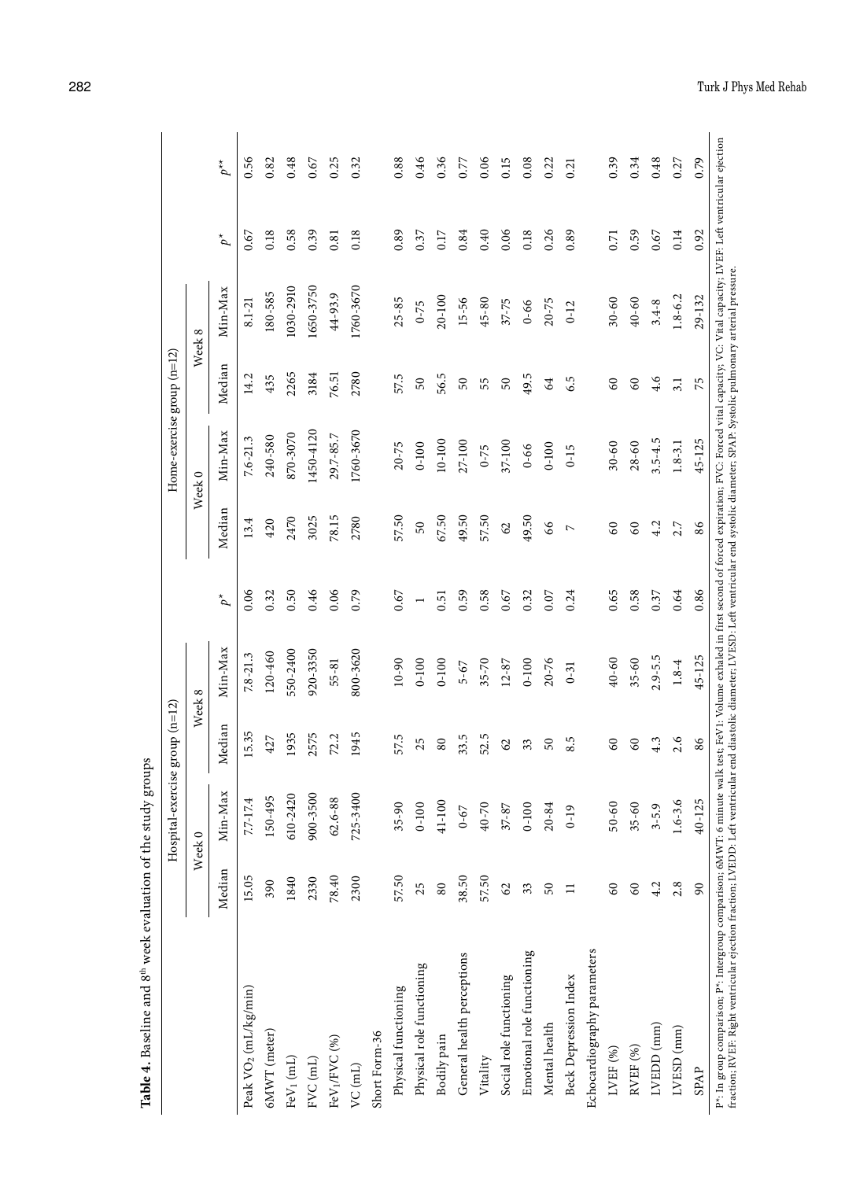**Table 4.** Baseline and 8[th] week evaluation of the study groups

| | Hospital-exercise group (n=12) | | | | | Home-exercise group (n=12) | | | | | | |
|---|---|---|---|---|---|---|---|---|---|---|---|---|
| | Week 0 | | Week 8 | | | Week 0 | | Week 8 | | | | |
| | Median | Min-Max | Median | Min-Max | $p^*$ | Median | Min-Max | Median | Min-Max | $p^*$ | $p^{**}$ |
| Peak $VO_2$ (mL/kg/min) | 15.05 | 7.7-17.4 | 15.35 | 7.8-21.3 | 0.06 | 13.4 | 7.6-21.3 | 14.2 | 8.1-21 | 0.67 | 0.56 |
| 6MWT (meter) | 390 | 150-495 | 427 | 120-460 | 0.32 | 420 | 240-580 | 435 | 180-585 | 0.18 | 0.82 |
| $FeV_1$ (mL) | 1840 | 610-2420 | 1935 | 550-2400 | 0.50 | 2470 | 870-3070 | 2265 | 1030-2910 | 0.58 | 0.48 |
| FVC (mL) | 2330 | 900-3500 | 2575 | 920-3350 | 0.46 | 3025 | 1450-4120 | 3184 | 1650-3750 | 0.39 | 0.67 |
| $FeV_1$/FVC (%) | 78.40 | 62.6-88 | 72.2 | 55-81 | 0.06 | 78.15 | 29.7-85.7 | 76.51 | 44-93.9 | 0.81 | 0.25 |
| VC (mL) | 2300 | 725-3400 | 1945 | 800-3620 | 0.79 | 2780 | 1760-3670 | 2780 | 1760-3670 | 0.18 | 0.32 |
| Short Form-36 | | | | | | | | | | | |
| Physical functioning | 57.50 | 35-90 | 57.5 | 10-90 | 0.67 | 57.50 | 20-75 | 57.5 | 25-85 | 0.89 | 0.88 |
| Physical role functioning | 25 | 0-100 | 25 | 0-100 | 1 | 50 | 0-100 | 50 | 0-75 | 0.37 | 0.46 |
| Bodily pain | 80 | 41-100 | 80 | 0-100 | 0.51 | 67.50 | 10-100 | 56.5 | 20-100 | 0.17 | 0.36 |
| General health perceptions | 38.50 | 0-67 | 33.5 | 5-67 | 0.59 | 49.50 | 27-100 | 50 | 15-56 | 0.84 | 0.77 |
| Vitality | 57.50 | 40-70 | 52.5 | 35-70 | 0.58 | 57.50 | 0-75 | 55 | 45-80 | 0.40 | 0.06 |
| Social role functioning | 62 | 37-87 | 62 | 12-87 | 0.67 | 62 | 37-100 | 50 | 37-75 | 0.06 | 0.15 |
| Emotional role functioning | 33 | 0-100 | 33 | 0-100 | 0.32 | 49.50 | 0-66 | 49.5 | 0-66 | 0.18 | 0.08 |
| Mental health | 50 | 20-84 | 50 | 20-76 | 0.07 | 66 | 0-100 | 64 | 20-75 | 0.26 | 0.22 |
| Beck Depression Index | 11 | 0-19 | 8.5 | 0-31 | 0.24 | 7 | 0-15 | 6.5 | 0-12 | 0.89 | 0.21 |
| Echocardiography parameters | | | | | | | | | | | |
| LVEF (%) | 60 | 50-60 | 60 | 40-60 | 0.65 | 60 | 30-60 | 60 | 30-60 | 0.71 | 0.39 |
| RVEF (%) | 60 | 35-60 | 60 | 35-60 | 0.58 | 60 | 28-60 | 60 | 40-60 | 0.59 | 0.34 |
| LVEDD (mm) | 4.2 | 3-5.9 | 4.3 | 2.9-5.5 | 0.37 | 4.2 | 3.5-4.5 | 4.6 | 3.4-8 | 0.67 | 0.48 |
| LVESD (mm) | 2.8 | 1.6-3.6 | 2.6 | 1.8-4 | 0.64 | 2.7 | 1.8-3.1 | 3.1 | 1.8-6.2 | 0.14 | 0.27 |
| SPAP | 90 | 40-125 | 86 | 45-125 | 0.86 | 86 | 45-125 | 75 | 29-132 | 0.92 | 0.79 |

P*: In group comparison; P**: Intergroup comparison; 6MWT: 6 minute walk test; $FeV_1$: Volume exhaled in first second of forced expiration; FVC: Forced vital capacity; VC: Vital capacity; LVEF: Left ventricular ejection fraction; RVEF: Right ventricular ejection fraction; LVEDD: Left ventricular end diastolic diameter; LVESD: Left ventricular end systolic diameter; SPAP: Systolic pulmonary arterial pressure.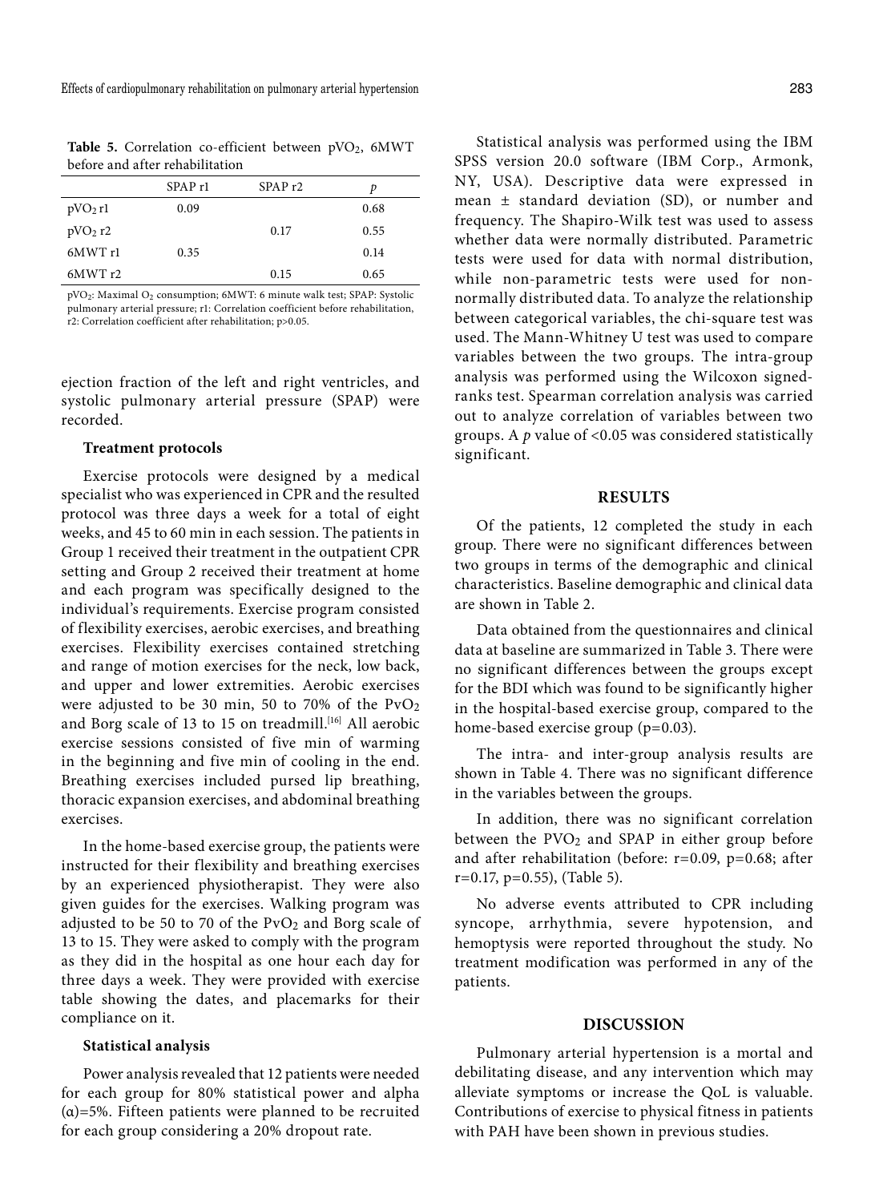**Table 5.** Correlation co-efficient between $pVO_2$, 6MWT before and after rehabilitation

| | SPAP r1 | SPAP r2 | *p* |
|---|---|---|---|
| $pVO_2$ r1 | 0.09 | | 0.68 |
| $pVO_2$ r2 | | 0.17 | 0.55 |
| 6MWT r1 | 0.35 | | 0.14 |
| 6MWT r2 | | 0.15 | 0.65 |

$pVO_2$: Maximal $O_2$ consumption; 6MWT: 6 minute walk test; SPAP: Systolic pulmonary arterial pressure; r1: Correlation coefficient before rehabilitation, r2: Correlation coefficient after rehabilitation; p>0.05.

ejection fraction of the left and right ventricles, and systolic pulmonary arterial pressure (SPAP) were recorded.

### Treatment protocols

Exercise protocols were designed by a medical specialist who was experienced in CPR and the resulted protocol was three days a week for a total of eight weeks, and 45 to 60 min in each session. The patients in Group 1 received their treatment in the outpatient CPR setting and Group 2 received their treatment at home and each program was specifically designed to the individual's requirements. Exercise program consisted of flexibility exercises, aerobic exercises, and breathing exercises. Flexibility exercises contained stretching and range of motion exercises for the neck, low back, and upper and lower extremities. Aerobic exercises were adjusted to be 30 min, 50 to 70% of the $PvO_2$ and Borg scale of 13 to 15 on treadmill.[16] All aerobic exercise sessions consisted of five min of warming in the beginning and five min of cooling in the end. Breathing exercises included pursed lip breathing, thoracic expansion exercises, and abdominal breathing exercises.

In the home-based exercise group, the patients were instructed for their flexibility and breathing exercises by an experienced physiotherapist. They were also given guides for the exercises. Walking program was adjusted to be 50 to 70 of the $PvO_2$ and Borg scale of 13 to 15. They were asked to comply with the program as they did in the hospital as one hour each day for three days a week. They were provided with exercise table showing the dates, and placemarks for their compliance on it.

### Statistical analysis

Power analysis revealed that 12 patients were needed for each group for 80% statistical power and alpha (α)=5%. Fifteen patients were planned to be recruited for each group considering a 20% dropout rate.

Statistical analysis was performed using the IBM SPSS version 20.0 software (IBM Corp., Armonk, NY, USA). Descriptive data were expressed in mean ± standard deviation (SD), or number and frequency. The Shapiro-Wilk test was used to assess whether data were normally distributed. Parametric tests were used for data with normal distribution, while non-parametric tests were used for non-normally distributed data. To analyze the relationship between categorical variables, the chi-square test was used. The Mann-Whitney U test was used to compare variables between the two groups. The intra-group analysis was performed using the Wilcoxon signed-ranks test. Spearman correlation analysis was carried out to analyze correlation of variables between two groups. A *p* value of <0.05 was considered statistically significant.

## RESULTS

Of the patients, 12 completed the study in each group. There were no significant differences between two groups in terms of the demographic and clinical characteristics. Baseline demographic and clinical data are shown in Table 2.

Data obtained from the questionnaires and clinical data at baseline are summarized in Table 3. There were no significant differences between the groups except for the BDI which was found to be significantly higher in the hospital-based exercise group, compared to the home-based exercise group (p=0.03).

The intra- and inter-group analysis results are shown in Table 4. There was no significant difference in the variables between the groups.

In addition, there was no significant correlation between the $PVO_2$ and SPAP in either group before and after rehabilitation (before: r=0.09, p=0.68; after r=0.17, p=0.55), (Table 5).

No adverse events attributed to CPR including syncope, arrhythmia, severe hypotension, and hemoptysis were reported throughout the study. No treatment modification was performed in any of the patients.

## DISCUSSION

Pulmonary arterial hypertension is a mortal and debilitating disease, and any intervention which may alleviate symptoms or increase the QoL is valuable. Contributions of exercise to physical fitness in patients with PAH have been shown in previous studies.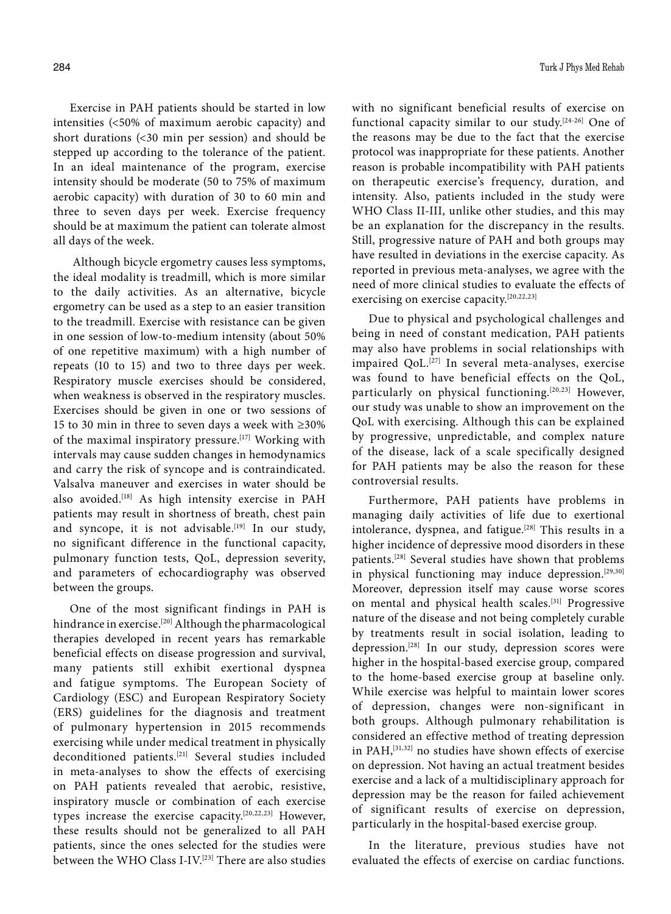Exercise in PAH patients should be started in low intensities (<50% of maximum aerobic capacity) and short durations (<30 min per session) and should be stepped up according to the tolerance of the patient. In an ideal maintenance of the program, exercise intensity should be moderate (50 to 75% of maximum aerobic capacity) with duration of 30 to 60 min and three to seven days per week. Exercise frequency should be at maximum the patient can tolerate almost all days of the week.

Although bicycle ergometry causes less symptoms, the ideal modality is treadmill, which is more similar to the daily activities. As an alternative, bicycle ergometry can be used as a step to an easier transition to the treadmill. Exercise with resistance can be given in one session of low-to-medium intensity (about 50% of one repetitive maximum) with a high number of repeats (10 to 15) and two to three days per week. Respiratory muscle exercises should be considered, when weakness is observed in the respiratory muscles. Exercises should be given in one or two sessions of 15 to 30 min in three to seven days a week with ≥30% of the maximal inspiratory pressure.[17] Working with intervals may cause sudden changes in hemodynamics and carry the risk of syncope and is contraindicated. Valsalva maneuver and exercises in water should be also avoided.[18] As high intensity exercise in PAH patients may result in shortness of breath, chest pain and syncope, it is not advisable.[19] In our study, no significant difference in the functional capacity, pulmonary function tests, QoL, depression severity, and parameters of echocardiography was observed between the groups.

One of the most significant findings in PAH is hindrance in exercise.[20] Although the pharmacological therapies developed in recent years has remarkable beneficial effects on disease progression and survival, many patients still exhibit exertional dyspnea and fatigue symptoms. The European Society of Cardiology (ESC) and European Respiratory Society (ERS) guidelines for the diagnosis and treatment of pulmonary hypertension in 2015 recommends exercising while under medical treatment in physically deconditioned patients.[21] Several studies included in meta-analyses to show the effects of exercising on PAH patients revealed that aerobic, resistive, inspiratory muscle or combination of each exercise types increase the exercise capacity.[20,22,23] However, these results should not be generalized to all PAH patients, since the ones selected for the studies were between the WHO Class I-IV.[23] There are also studies with no significant beneficial results of exercise on functional capacity similar to our study.[24-26] One of the reasons may be due to the fact that the exercise protocol was inappropriate for these patients. Another reason is probable incompatibility with PAH patients on therapeutic exercise's frequency, duration, and intensity. Also, patients included in the study were WHO Class II-III, unlike other studies, and this may be an explanation for the discrepancy in the results. Still, progressive nature of PAH and both groups may have resulted in deviations in the exercise capacity. As reported in previous meta-analyses, we agree with the need of more clinical studies to evaluate the effects of exercising on exercise capacity.[20,22,23]

Due to physical and psychological challenges and being in need of constant medication, PAH patients may also have problems in social relationships with impaired QoL.[27] In several meta-analyses, exercise was found to have beneficial effects on the QoL, particularly on physical functioning.[20,23] However, our study was unable to show an improvement on the QoL with exercising. Although this can be explained by progressive, unpredictable, and complex nature of the disease, lack of a scale specifically designed for PAH patients may be also the reason for these controversial results.

Furthermore, PAH patients have problems in managing daily activities of life due to exertional intolerance, dyspnea, and fatigue.[28] This results in a higher incidence of depressive mood disorders in these patients.[28] Several studies have shown that problems in physical functioning may induce depression.[29,30] Moreover, depression itself may cause worse scores on mental and physical health scales.[31] Progressive nature of the disease and not being completely curable by treatments result in social isolation, leading to depression.[28] In our study, depression scores were higher in the hospital-based exercise group, compared to the home-based exercise group at baseline only. While exercise was helpful to maintain lower scores of depression, changes were non-significant in both groups. Although pulmonary rehabilitation is considered an effective method of treating depression in PAH,[31,32] no studies have shown effects of exercise on depression. Not having an actual treatment besides exercise and a lack of a multidisciplinary approach for depression may be the reason for failed achievement of significant results of exercise on depression, particularly in the hospital-based exercise group.

In the literature, previous studies have not evaluated the effects of exercise on cardiac functions.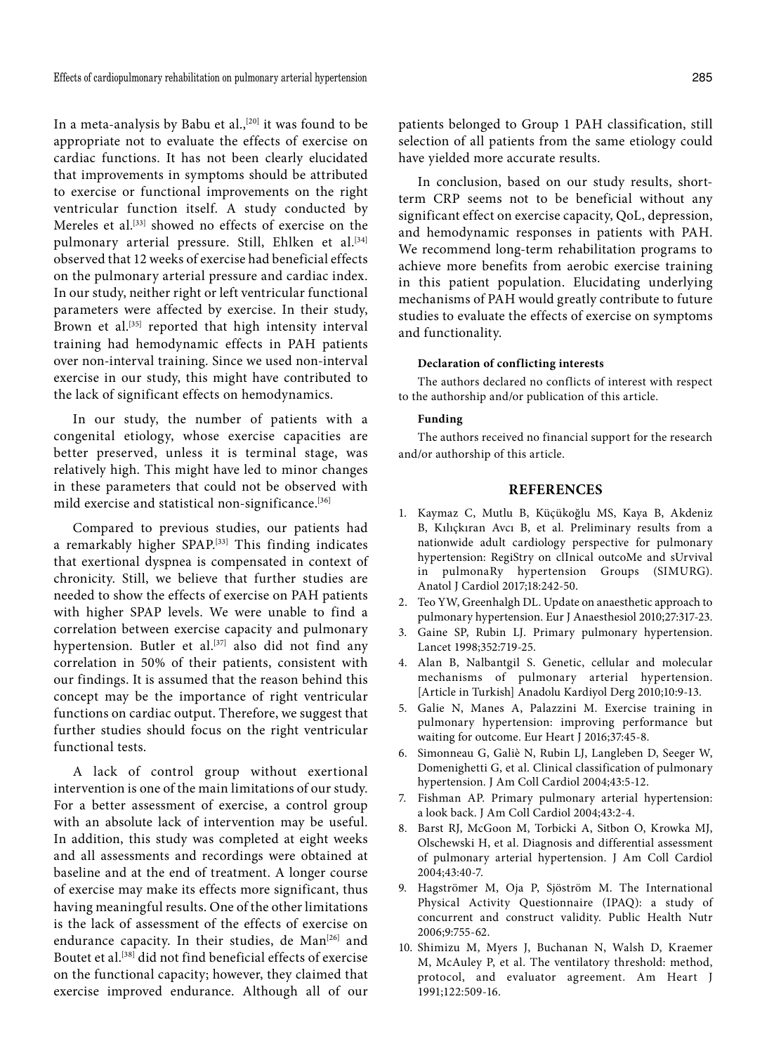In a meta-analysis by Babu et al.,[20] it was found to be appropriate not to evaluate the effects of exercise on cardiac functions. It has not been clearly elucidated that improvements in symptoms should be attributed to exercise or functional improvements on the right ventricular function itself. A study conducted by Mereles et al.[33] showed no effects of exercise on the pulmonary arterial pressure. Still, Ehlken et al.[34] observed that 12 weeks of exercise had beneficial effects on the pulmonary arterial pressure and cardiac index. In our study, neither right or left ventricular functional parameters were affected by exercise. In their study, Brown et al.[35] reported that high intensity interval training had hemodynamic effects in PAH patients over non-interval training. Since we used non-interval exercise in our study, this might have contributed to the lack of significant effects on hemodynamics.

In our study, the number of patients with a congenital etiology, whose exercise capacities are better preserved, unless it is terminal stage, was relatively high. This might have led to minor changes in these parameters that could not be observed with mild exercise and statistical non-significance.[36]

Compared to previous studies, our patients had a remarkably higher SPAP.[33] This finding indicates that exertional dyspnea is compensated in context of chronicity. Still, we believe that further studies are needed to show the effects of exercise on PAH patients with higher SPAP levels. We were unable to find a correlation between exercise capacity and pulmonary hypertension. Butler et al.[37] also did not find any correlation in 50% of their patients, consistent with our findings. It is assumed that the reason behind this concept may be the importance of right ventricular functions on cardiac output. Therefore, we suggest that further studies should focus on the right ventricular functional tests.

A lack of control group without exertional intervention is one of the main limitations of our study. For a better assessment of exercise, a control group with an absolute lack of intervention may be useful. In addition, this study was completed at eight weeks and all assessments and recordings were obtained at baseline and at the end of treatment. A longer course of exercise may make its effects more significant, thus having meaningful results. One of the other limitations is the lack of assessment of the effects of exercise on endurance capacity. In their studies, de Man[26] and Boutet et al.[38] did not find beneficial effects of exercise on the functional capacity; however, they claimed that exercise improved endurance. Although all of our patients belonged to Group 1 PAH classification, still selection of all patients from the same etiology could have yielded more accurate results.

In conclusion, based on our study results, short-term CRP seems not to be beneficial without any significant effect on exercise capacity, QoL, depression, and hemodynamic responses in patients with PAH. We recommend long-term rehabilitation programs to achieve more benefits from aerobic exercise training in this patient population. Elucidating underlying mechanisms of PAH would greatly contribute to future studies to evaluate the effects of exercise on symptoms and functionality.

#### Declaration of conflicting interests

The authors declared no conflicts of interest with respect to the authorship and/or publication of this article.

#### Funding

The authors received no financial support for the research and/or authorship of this article.

## REFERENCES

1. Kaymaz C, Mutlu B, Küçükoğlu MS, Kaya B, Akdeniz B, Kılıçkıran Avcı B, et al. Preliminary results from a nationwide adult cardiology perspective for pulmonary hypertension: RegiStry on clInical outcoMe and sUrvival in pulmonaRy hypertension Groups (SIMURG). Anatol J Cardiol 2017;18:242-50.
2. Teo YW, Greenhalgh DL. Update on anaesthetic approach to pulmonary hypertension. Eur J Anaesthesiol 2010;27:317-23.
3. Gaine SP, Rubin LJ. Primary pulmonary hypertension. Lancet 1998;352:719-25.
4. Alan B, Nalbantgil S. Genetic, cellular and molecular mechanisms of pulmonary arterial hypertension. [Article in Turkish] Anadolu Kardiyol Derg 2010;10:9-13.
5. Galie N, Manes A, Palazzini M. Exercise training in pulmonary hypertension: improving performance but waiting for outcome. Eur Heart J 2016;37:45-8.
6. Simonneau G, Galiè N, Rubin LJ, Langleben D, Seeger W, Domenighetti G, et al. Clinical classification of pulmonary hypertension. J Am Coll Cardiol 2004;43:5-12.
7. Fishman AP. Primary pulmonary arterial hypertension: a look back. J Am Coll Cardiol 2004;43:2-4.
8. Barst RJ, McGoon M, Torbicki A, Sitbon O, Krowka MJ, Olschewski H, et al. Diagnosis and differential assessment of pulmonary arterial hypertension. J Am Coll Cardiol 2004;43:40-7.
9. Hagströmer M, Oja P, Sjöström M. The International Physical Activity Questionnaire (IPAQ): a study of concurrent and construct validity. Public Health Nutr 2006;9:755-62.
10. Shimizu M, Myers J, Buchanan N, Walsh D, Kraemer M, McAuley P, et al. The ventilatory threshold: method, protocol, and evaluator agreement. Am Heart J 1991;122:509-16.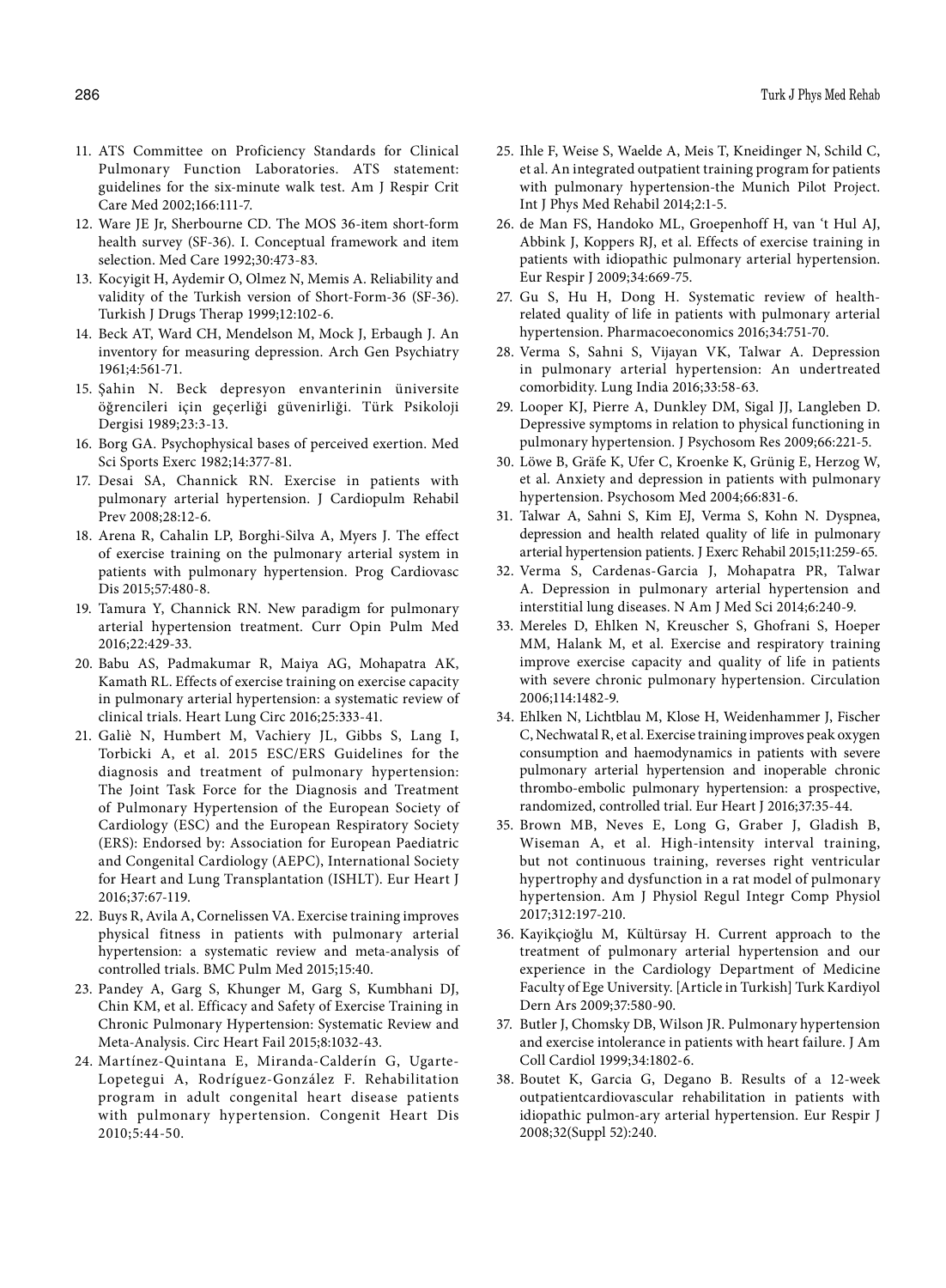11. ATS Committee on Proficiency Standards for Clinical Pulmonary Function Laboratories. ATS statement: guidelines for the six-minute walk test. Am J Respir Crit Care Med 2002;166:111-7.
12. Ware JE Jr, Sherbourne CD. The MOS 36-item short-form health survey (SF-36). I. Conceptual framework and item selection. Med Care 1992;30:473-83.
13. Kocyigit H, Aydemir O, Olmez N, Memis A. Reliability and validity of the Turkish version of Short-Form-36 (SF-36). Turkish J Drugs Therap 1999;12:102-6.
14. Beck AT, Ward CH, Mendelson M, Mock J, Erbaugh J. An inventory for measuring depression. Arch Gen Psychiatry 1961;4:561-71.
15. Şahin N. Beck depresyon envanterinin üniversite öğrencileri için geçerliği güvenirliği. Türk Psikoloji Dergisi 1989;23:3-13.
16. Borg GA. Psychophysical bases of perceived exertion. Med Sci Sports Exerc 1982;14:377-81.
17. Desai SA, Channick RN. Exercise in patients with pulmonary arterial hypertension. J Cardiopulm Rehabil Prev 2008;28:12-6.
18. Arena R, Cahalin LP, Borghi-Silva A, Myers J. The effect of exercise training on the pulmonary arterial system in patients with pulmonary hypertension. Prog Cardiovasc Dis 2015;57:480-8.
19. Tamura Y, Channick RN. New paradigm for pulmonary arterial hypertension treatment. Curr Opin Pulm Med 2016;22:429-33.
20. Babu AS, Padmakumar R, Maiya AG, Mohapatra AK, Kamath RL. Effects of exercise training on exercise capacity in pulmonary arterial hypertension: a systematic review of clinical trials. Heart Lung Circ 2016;25:333-41.
21. Galiè N, Humbert M, Vachiery JL, Gibbs S, Lang I, Torbicki A, et al. 2015 ESC/ERS Guidelines for the diagnosis and treatment of pulmonary hypertension: The Joint Task Force for the Diagnosis and Treatment of Pulmonary Hypertension of the European Society of Cardiology (ESC) and the European Respiratory Society (ERS): Endorsed by: Association for European Paediatric and Congenital Cardiology (AEPC), International Society for Heart and Lung Transplantation (ISHLT). Eur Heart J 2016;37:67-119.
22. Buys R, Avila A, Cornelissen VA. Exercise training improves physical fitness in patients with pulmonary arterial hypertension: a systematic review and meta-analysis of controlled trials. BMC Pulm Med 2015;15:40.
23. Pandey A, Garg S, Khunger M, Garg S, Kumbhani DJ, Chin KM, et al. Efficacy and Safety of Exercise Training in Chronic Pulmonary Hypertension: Systematic Review and Meta-Analysis. Circ Heart Fail 2015;8:1032-43.
24. Martínez-Quintana E, Miranda-Calderín G, Ugarte-Lopetegui A, Rodríguez-González F. Rehabilitation program in adult congenital heart disease patients with pulmonary hypertension. Congenit Heart Dis 2010;5:44-50.
25. Ihle F, Weise S, Waelde A, Meis T, Kneidinger N, Schild C, et al. An integrated outpatient training program for patients with pulmonary hypertension-the Munich Pilot Project. Int J Phys Med Rehabil 2014;2:1-5.
26. de Man FS, Handoko ML, Groepenhoff H, van 't Hul AJ, Abbink J, Koppers RJ, et al. Effects of exercise training in patients with idiopathic pulmonary arterial hypertension. Eur Respir J 2009;34:669-75.
27. Gu S, Hu H, Dong H. Systematic review of health-related quality of life in patients with pulmonary arterial hypertension. Pharmacoeconomics 2016;34:751-70.
28. Verma S, Sahni S, Vijayan VK, Talwar A. Depression in pulmonary arterial hypertension: An undertreated comorbidity. Lung India 2016;33:58-63.
29. Looper KJ, Pierre A, Dunkley DM, Sigal JJ, Langleben D. Depressive symptoms in relation to physical functioning in pulmonary hypertension. J Psychosom Res 2009;66:221-5.
30. Löwe B, Gräfe K, Ufer C, Kroenke K, Grünig E, Herzog W, et al. Anxiety and depression in patients with pulmonary hypertension. Psychosom Med 2004;66:831-6.
31. Talwar A, Sahni S, Kim EJ, Verma S, Kohn N. Dyspnea, depression and health related quality of life in pulmonary arterial hypertension patients. J Exerc Rehabil 2015;11:259-65.
32. Verma S, Cardenas-Garcia J, Mohapatra PR, Talwar A. Depression in pulmonary arterial hypertension and interstitial lung diseases. N Am J Med Sci 2014;6:240-9.
33. Mereles D, Ehlken N, Kreuscher S, Ghofrani S, Hoeper MM, Halank M, et al. Exercise and respiratory training improve exercise capacity and quality of life in patients with severe chronic pulmonary hypertension. Circulation 2006;114:1482-9.
34. Ehlken N, Lichtblau M, Klose H, Weidenhammer J, Fischer C, Nechwatal R, et al. Exercise training improves peak oxygen consumption and haemodynamics in patients with severe pulmonary arterial hypertension and inoperable chronic thrombo-embolic pulmonary hypertension: a prospective, randomized, controlled trial. Eur Heart J 2016;37:35-44.
35. Brown MB, Neves E, Long G, Graber J, Gladish B, Wiseman A, et al. High-intensity interval training, but not continuous training, reverses right ventricular hypertrophy and dysfunction in a rat model of pulmonary hypertension. Am J Physiol Regul Integr Comp Physiol 2017;312:197-210.
36. Kayikçioğlu M, Kültürsay H. Current approach to the treatment of pulmonary arterial hypertension and our experience in the Cardiology Department of Medicine Faculty of Ege University. [Article in Turkish] Turk Kardiyol Dern Ars 2009;37:580-90.
37. Butler J, Chomsky DB, Wilson JR. Pulmonary hypertension and exercise intolerance in patients with heart failure. J Am Coll Cardiol 1999;34:1802-6.
38. Boutet K, Garcia G, Degano B. Results of a 12-week outpatientcardiovascular rehabilitation in patients with idiopathic pulmon-ary arterial hypertension. Eur Respir J 2008;32(Suppl 52):240.